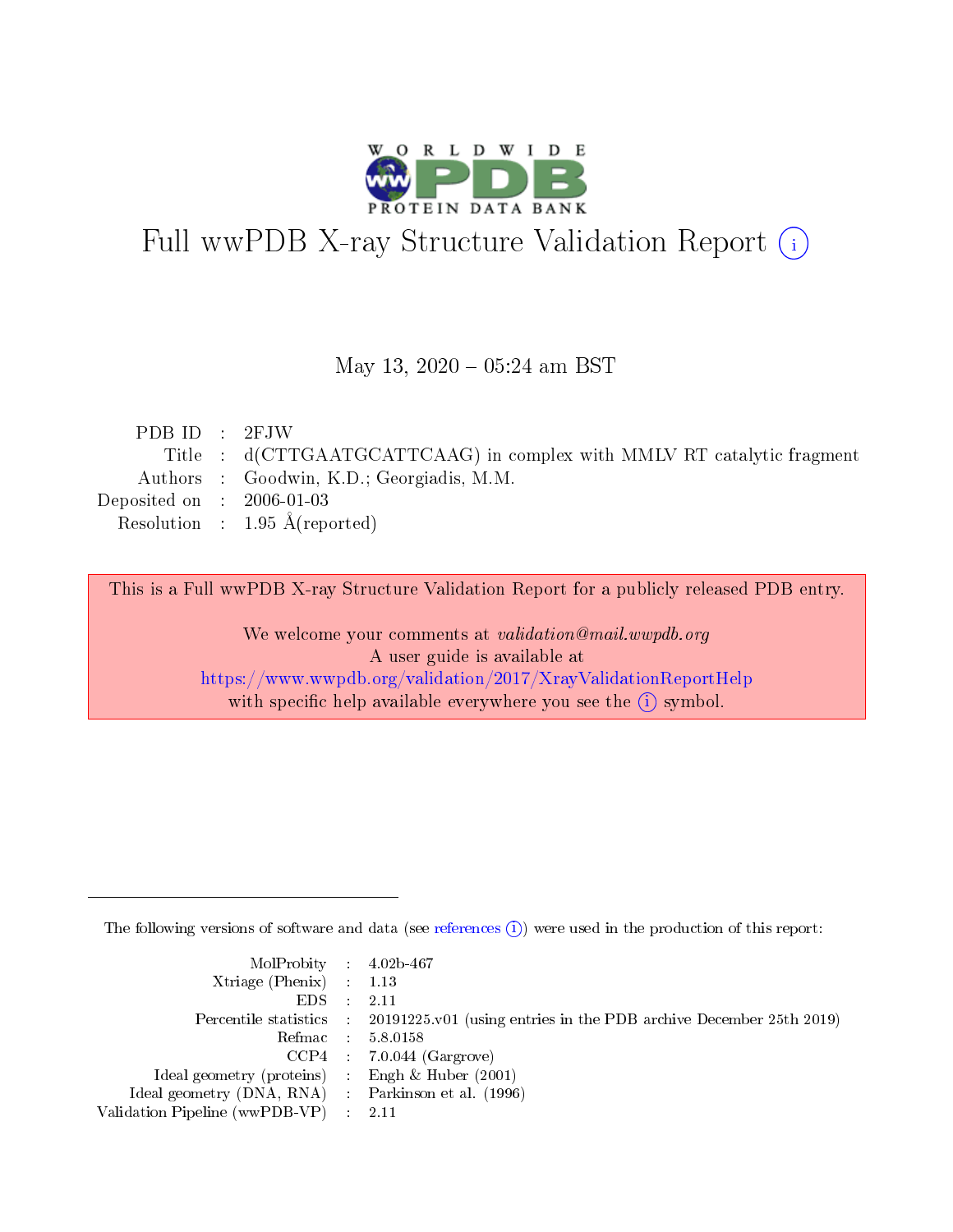# Full wwPDB X-ray Structure Validation Report (i)

May 13, 2020 – 05:24 am BST

| | | |
|---|---|---|
| PDB ID | : | 2FJW |
| Title | : | d(CTTGAATGCATTCAAG) in complex with MMLV RT catalytic fragment |
| Authors | : | Goodwin, K.D.; Georgiadis, M.M. |
| Deposited on | : | 2006-01-03 |
| Resolution | : | 1.95 Å(reported) |

This is a Full wwPDB X-ray Structure Validation Report for a publicly released PDB entry.

We welcome your comments at *validation@mail.wwpdb.org*
A user guide is available at
https://www.wwpdb.org/validation/2017/XrayValidationReportHelp
with specific help available everywhere you see the (i) symbol.

The following versions of software and data (see references (i)) were used in the production of this report:

| | | |
|---|---|---|
| MolProbity | : | 4.02b-467 |
| Xtriage (Phenix) | : | 1.13 |
| EDS | : | 2.11 |
| Percentile statistics | : | 20191225.v01 (using entries in the PDB archive December 25th 2019) |
| Refmac | : | 5.8.0158 |
| CCP4 | : | 7.0.044 (Gargrove) |
| Ideal geometry (proteins) | : | Engh & Huber (2001) |
| Ideal geometry (DNA, RNA) | : | Parkinson et al. (1996) |
| Validation Pipeline (wwPDB-VP) | : | 2.11 |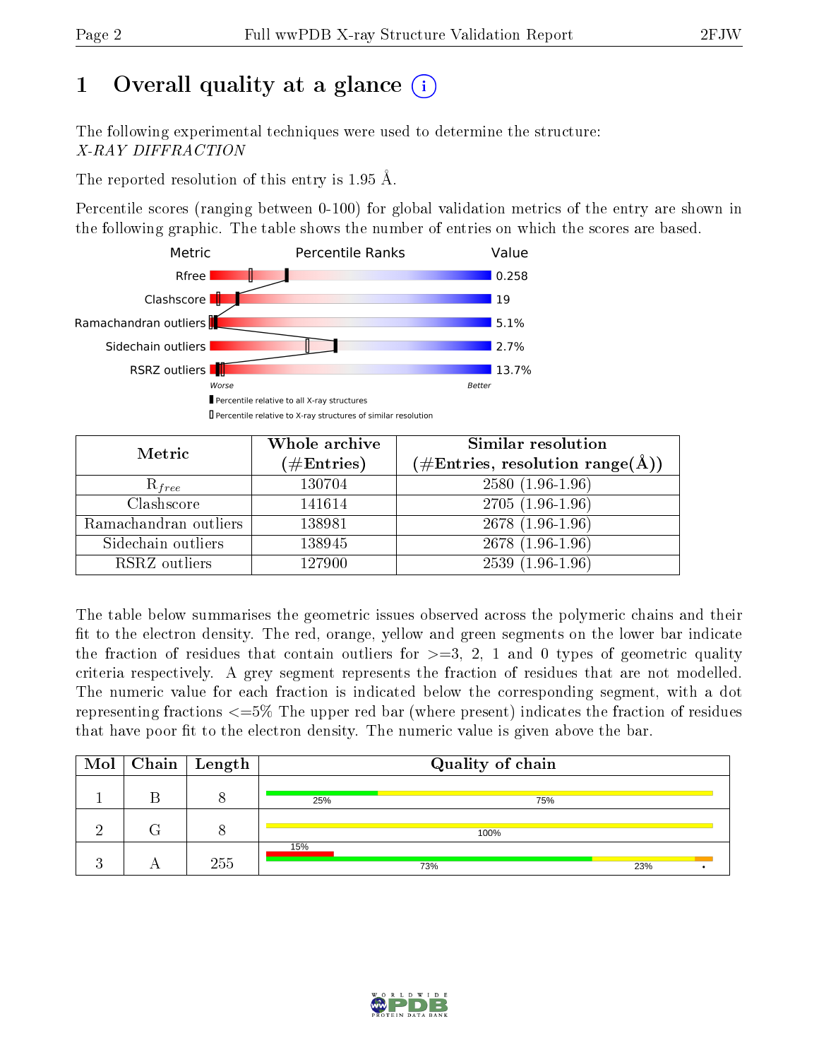# 1 Overall quality at a glance (i)

The following experimental techniques were used to determine the structure:
*X-RAY DIFFRACTION*

The reported resolution of this entry is 1.95 Å.

Percentile scores (ranging between 0-100) for global validation metrics of the entry are shown in the following graphic. The table shows the number of entries on which the scores are based.

| Metric | Value |
|---|---|
| Rfree | 0.258 |
| Clashscore | 19 |
| Ramachandran outliers | 5.1% |
| Sidechain outliers | 2.7% |
| RSRZ outliers | 13.7% |

Worse — Better

▮ Percentile relative to all X-ray structures
▯ Percentile relative to X-ray structures of similar resolution

| Metric | Whole archive (#Entries) | Similar resolution (#Entries, resolution range(Å)) |
|---|---|---|
| $R_{free}$ | 130704 | 2580 (1.96-1.96) |
| Clashscore | 141614 | 2705 (1.96-1.96) |
| Ramachandran outliers | 138981 | 2678 (1.96-1.96) |
| Sidechain outliers | 138945 | 2678 (1.96-1.96) |
| RSRZ outliers | 127900 | 2539 (1.96-1.96) |

The table below summarises the geometric issues observed across the polymeric chains and their fit to the electron density. The red, orange, yellow and green segments on the lower bar indicate the fraction of residues that contain outliers for >=3, 2, 1 and 0 types of geometric quality criteria respectively. A grey segment represents the fraction of residues that are not modelled. The numeric value for each fraction is indicated below the corresponding segment, with a dot representing fractions <=5% The upper red bar (where present) indicates the fraction of residues that have poor fit to the electron density. The numeric value is given above the bar.

| Mol | Chain | Length | Quality of chain |
|---|---|---|---|
| 1 | B | 8 | 25% (green), 75% (yellow) |
| 2 | G | 8 | 100% (yellow) |
| 3 | A | 255 | 15% (poor fit); 73% (green), 23% (yellow), • (orange) |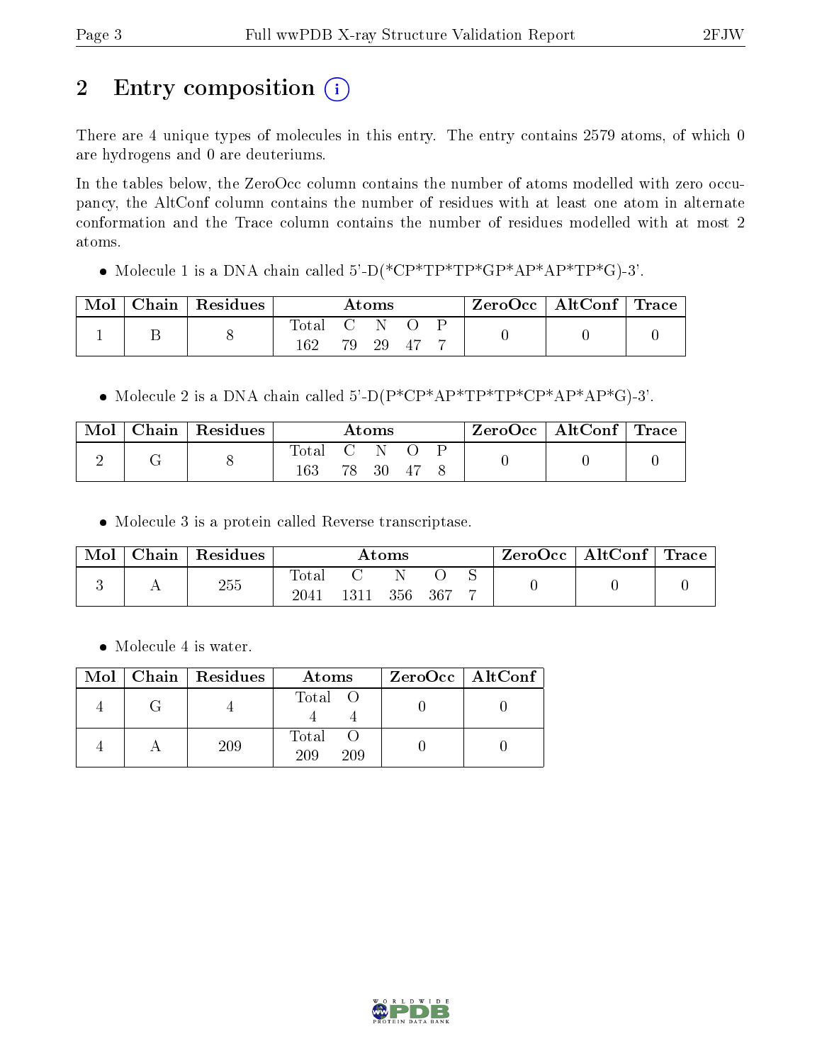# 2 Entry composition (i)

There are 4 unique types of molecules in this entry. The entry contains 2579 atoms, of which 0 are hydrogens and 0 are deuteriums.

In the tables below, the ZeroOcc column contains the number of atoms modelled with zero occupancy, the AltConf column contains the number of residues with at least one atom in alternate conformation and the Trace column contains the number of residues modelled with at most 2 atoms.

- Molecule 1 is a DNA chain called 5'-D(*CP*TP*TP*GP*AP*AP*TP*G)-3'.

| Mol | Chain | Residues | Atoms | | | | | ZeroOcc | AltConf | Trace |
|---|---|---|---|---|---|---|---|---|---|---|
| 1 | B | 8 | Total | C | N | O | P | 0 | 0 | 0 |
| | | | 162 | 79 | 29 | 47 | 7 | | | |

- Molecule 2 is a DNA chain called 5'-D(P*CP*AP*TP*TP*CP*AP*AP*G)-3'.

| Mol | Chain | Residues | Atoms | | | | | ZeroOcc | AltConf | Trace |
|---|---|---|---|---|---|---|---|---|---|---|
| 2 | G | 8 | Total | C | N | O | P | 0 | 0 | 0 |
| | | | 163 | 78 | 30 | 47 | 8 | | | |

- Molecule 3 is a protein called Reverse transcriptase.

| Mol | Chain | Residues | Atoms | | | | | ZeroOcc | AltConf | Trace |
|---|---|---|---|---|---|---|---|---|---|---|
| 3 | A | 255 | Total | C | N | O | S | 0 | 0 | 0 |
| | | | 2041 | 1311 | 356 | 367 | 7 | | | |

- Molecule 4 is water.

| Mol | Chain | Residues | Atoms | | ZeroOcc | AltConf |
|---|---|---|---|---|---|---|
| 4 | G | 4 | Total | O | 0 | 0 |
| | | | 4 | 4 | | |
| 4 | A | 209 | Total | O | 0 | 0 |
| | | | 209 | 209 | | |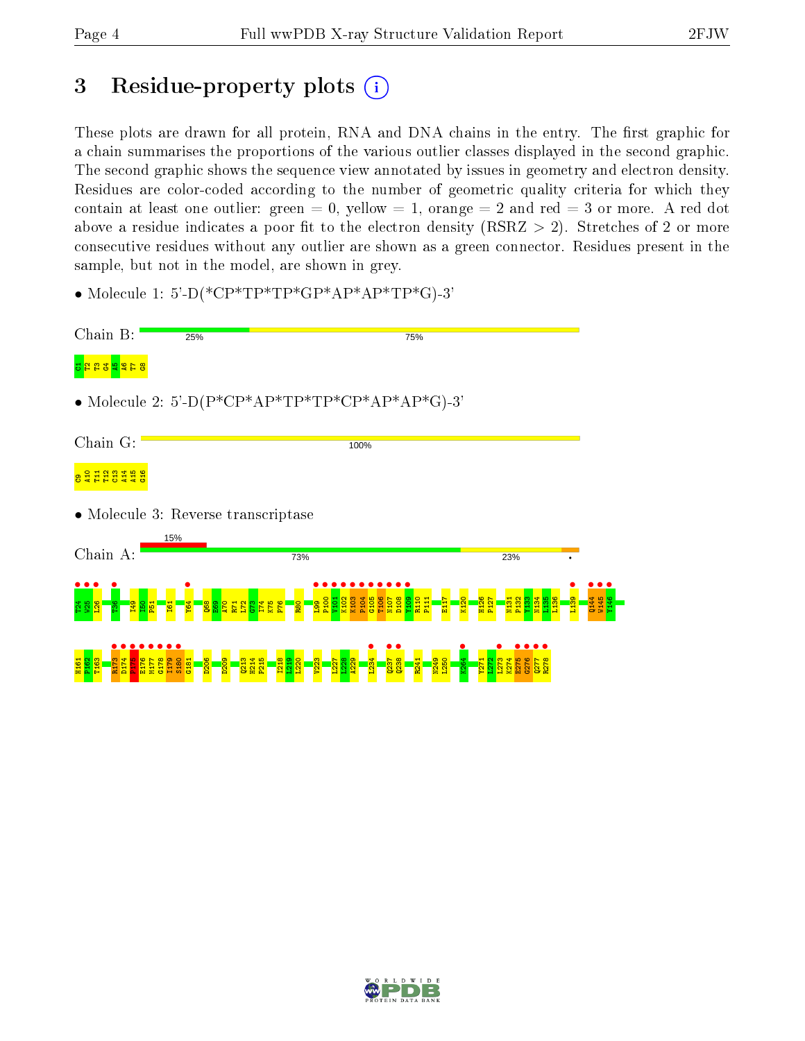# 3 Residue-property plots

These plots are drawn for all protein, RNA and DNA chains in the entry. The first graphic for a chain summarises the proportions of the various outlier classes displayed in the second graphic. The second graphic shows the sequence view annotated by issues in geometry and electron density. Residues are color-coded according to the number of geometric quality criteria for which they contain at least one outlier: green = 0, yellow = 1, orange = 2 and red = 3 or more. A red dot above a residue indicates a poor fit to the electron density (RSRZ > 2). Stretches of 2 or more consecutive residues without any outlier are shown as a green connector. Residues present in the sample, but not in the model, are shown in grey.

- Molecule 1: 5'-D(*CP*TP*TP*GP*AP*AP*TP*G)-3'

Chain B: 25% 75%

C1 T2 T3 G4 A5 A6 T7 G8

- Molecule 2: 5'-D(P*CP*AP*TP*TP*CP*AP*AP*G)-3'

Chain G: 100%

C9 A10 T11 T12 C13 A14 A15 G16

- Molecule 3: Reverse transcriptase

Chain A: 15% 73% 23%

T24 V25 L26 T36 I49 I50 P51 I61 Y64 Q68 E69 A70 R71 I72 G73 I74 K75 P76 R80 L99 P100 V101 K102 K103 P104 G105 T106 N107 D108 Y109 R110 P111 E117 K120 H126 P127 N131 P132 Y133 N134 L135 L136 L139 Q144 W145 Y146

H161 P162 T163 R173 D174 P175 E176 M177 G178 I179 S180 G181 D206 D209 Q213 H214 P215 I218 L219 L220 V223 L227 L228 A229 L234 Q237 Q238 R241 N249 L250 K264 Y271 L272 L273 K274 E275 G276 Q277 R278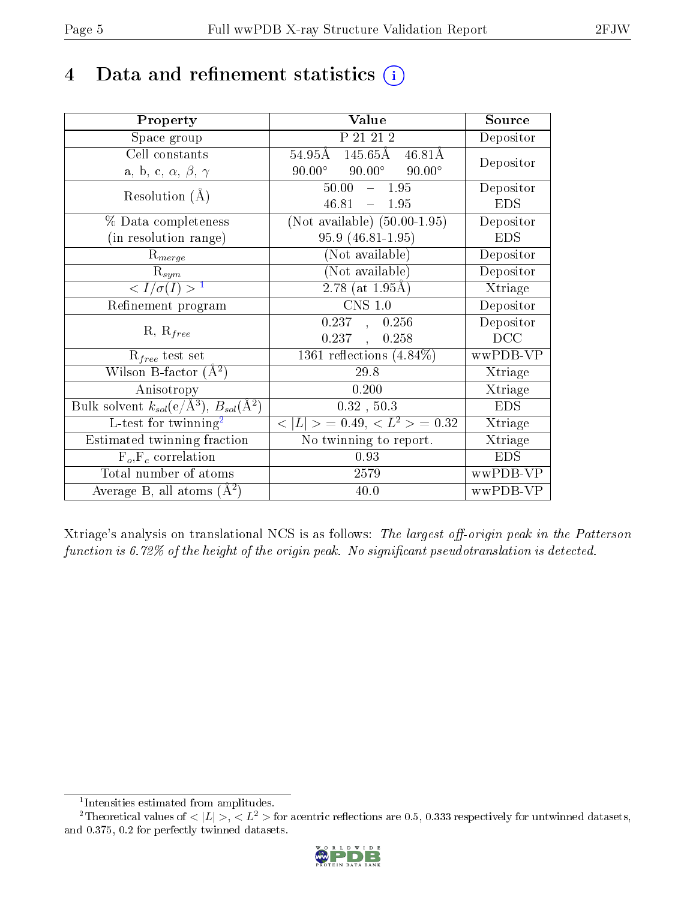# 4 Data and refinement statistics ⓘ

| Property | Value | Source |
|---|---|---|
| Space group | P 21 21 2 | Depositor |
| Cell constants<br>a, b, c, $\alpha$, $\beta$, $\gamma$ | 54.95Å 145.65Å 46.81Å<br>90.00° 90.00° 90.00° | Depositor |
| Resolution (Å) | 50.00 – 1.95<br>46.81 – 1.95 | Depositor<br>EDS |
| % Data completeness<br>(in resolution range) | (Not available) (50.00-1.95)<br>95.9 (46.81-1.95) | Depositor<br>EDS |
| $R_{merge}$ | (Not available) | Depositor |
| $R_{sym}$ | (Not available) | Depositor |
| $< I/\sigma(I) >$ [1] | 2.78 (at 1.95Å) | Xtriage |
| Refinement program | CNS 1.0 | Depositor |
| R, $R_{free}$ | 0.237 , 0.256<br>0.237 , 0.258 | Depositor<br>DCC |
| $R_{free}$ test set | 1361 reflections (4.84%) | wwPDB-VP |
| Wilson B-factor (Å$^2$) | 29.8 | Xtriage |
| Anisotropy | 0.200 | Xtriage |
| Bulk solvent $k_{sol}$(e/Å$^3$), $B_{sol}$(Å$^2$) | 0.32 , 50.3 | EDS |
| L-test for twinning[2] | $< \|L\| >$ = 0.49, $< L^2 >$ = 0.32 | Xtriage |
| Estimated twinning fraction | No twinning to report. | Xtriage |
| $F_o$,$F_c$ correlation | 0.93 | EDS |
| Total number of atoms | 2579 | wwPDB-VP |
| Average B, all atoms (Å$^2$) | 40.0 | wwPDB-VP |

Xtriage's analysis on translational NCS is as follows: *The largest off-origin peak in the Patterson function is 6.72% of the height of the origin peak. No significant pseudotranslation is detected.*

---

[1] Intensities estimated from amplitudes.

[2] Theoretical values of $< |L| >$, $< L^2 >$ for acentric reflections are 0.5, 0.333 respectively for untwinned datasets, and 0.375, 0.2 for perfectly twinned datasets.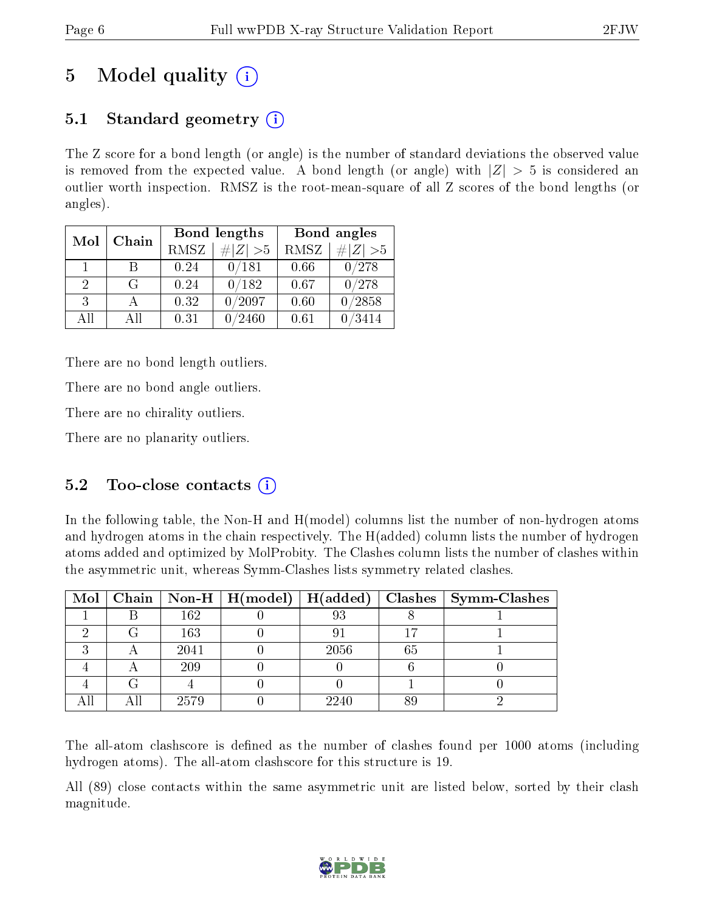# 5 Model quality (i)

## 5.1 Standard geometry (i)

The Z score for a bond length (or angle) is the number of standard deviations the observed value is removed from the expected value. A bond length (or angle) with $|Z| > 5$ is considered an outlier worth inspection. RMSZ is the root-mean-square of all Z scores of the bond lengths (or angles).

| Mol | Chain | Bond lengths | | Bond angles | |
|---|---|---|---|---|---|
| | | RMSZ | $\#\|Z\| > 5$ | RMSZ | $\#\|Z\| > 5$ |
| 1 | B | 0.24 | 0/181 | 0.66 | 0/278 |
| 2 | G | 0.24 | 0/182 | 0.67 | 0/278 |
| 3 | A | 0.32 | 0/2097 | 0.60 | 0/2858 |
| All | All | 0.31 | 0/2460 | 0.61 | 0/3414 |

There are no bond length outliers.

There are no bond angle outliers.

There are no chirality outliers.

There are no planarity outliers.

## 5.2 Too-close contacts (i)

In the following table, the Non-H and H(model) columns list the number of non-hydrogen atoms and hydrogen atoms in the chain respectively. The H(added) column lists the number of hydrogen atoms added and optimized by MolProbity. The Clashes column lists the number of clashes within the asymmetric unit, whereas Symm-Clashes lists symmetry related clashes.

| Mol | Chain | Non-H | H(model) | H(added) | Clashes | Symm-Clashes |
|---|---|---|---|---|---|---|
| 1 | B | 162 | 0 | 93 | 8 | 1 |
| 2 | G | 163 | 0 | 91 | 17 | 1 |
| 3 | A | 2041 | 0 | 2056 | 65 | 1 |
| 4 | A | 209 | 0 | 0 | 6 | 0 |
| 4 | G | 4 | 0 | 0 | 1 | 0 |
| All | All | 2579 | 0 | 2240 | 89 | 2 |

The all-atom clashscore is defined as the number of clashes found per 1000 atoms (including hydrogen atoms). The all-atom clashscore for this structure is 19.

All (89) close contacts within the same asymmetric unit are listed below, sorted by their clash magnitude.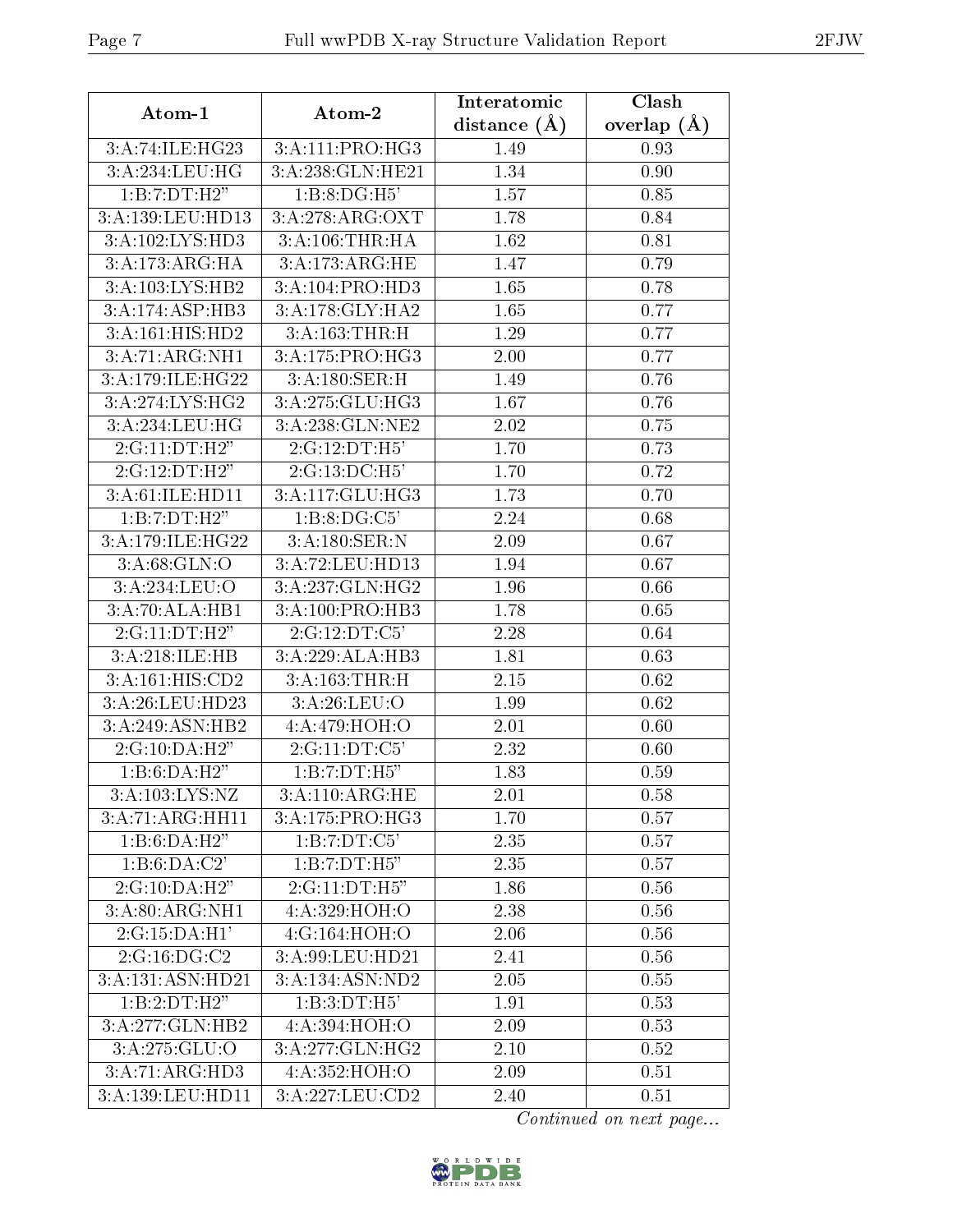| Atom-1 | Atom-2 | Interatomic distance (Å) | Clash overlap (Å) |
|---|---|---|---|
| 3:A:74:ILE:HG23 | 3:A:111:PRO:HG3 | 1.49 | 0.93 |
| 3:A:234:LEU:HG | 3:A:238:GLN:HE21 | 1.34 | 0.90 |
| 1:B:7:DT:H2" | 1:B:8:DG:H5' | 1.57 | 0.85 |
| 3:A:139:LEU:HD13 | 3:A:278:ARG:OXT | 1.78 | 0.84 |
| 3:A:102:LYS:HD3 | 3:A:106:THR:HA | 1.62 | 0.81 |
| 3:A:173:ARG:HA | 3:A:173:ARG:HE | 1.47 | 0.79 |
| 3:A:103:LYS:HB2 | 3:A:104:PRO:HD3 | 1.65 | 0.78 |
| 3:A:174:ASP:HB3 | 3:A:178:GLY:HA2 | 1.65 | 0.77 |
| 3:A:161:HIS:HD2 | 3:A:163:THR:H | 1.29 | 0.77 |
| 3:A:71:ARG:NH1 | 3:A:175:PRO:HG3 | 2.00 | 0.77 |
| 3:A:179:ILE:HG22 | 3:A:180:SER:H | 1.49 | 0.76 |
| 3:A:274:LYS:HG2 | 3:A:275:GLU:HG3 | 1.67 | 0.76 |
| 3:A:234:LEU:HG | 3:A:238:GLN:NE2 | 2.02 | 0.75 |
| 2:G:11:DT:H2" | 2:G:12:DT:H5' | 1.70 | 0.73 |
| 2:G:12:DT:H2" | 2:G:13:DC:H5' | 1.70 | 0.72 |
| 3:A:61:ILE:HD11 | 3:A:117:GLU:HG3 | 1.73 | 0.70 |
| 1:B:7:DT:H2" | 1:B:8:DG:C5' | 2.24 | 0.68 |
| 3:A:179:ILE:HG22 | 3:A:180:SER:N | 2.09 | 0.67 |
| 3:A:68:GLN:O | 3:A:72:LEU:HD13 | 1.94 | 0.67 |
| 3:A:234:LEU:O | 3:A:237:GLN:HG2 | 1.96 | 0.66 |
| 3:A:70:ALA:HB1 | 3:A:100:PRO:HB3 | 1.78 | 0.65 |
| 2:G:11:DT:H2" | 2:G:12:DT:C5' | 2.28 | 0.64 |
| 3:A:218:ILE:HB | 3:A:229:ALA:HB3 | 1.81 | 0.63 |
| 3:A:161:HIS:CD2 | 3:A:163:THR:H | 2.15 | 0.62 |
| 3:A:26:LEU:HD23 | 3:A:26:LEU:O | 1.99 | 0.62 |
| 3:A:249:ASN:HB2 | 4:A:479:HOH:O | 2.01 | 0.60 |
| 2:G:10:DA:H2" | 2:G:11:DT:C5' | 2.32 | 0.60 |
| 1:B:6:DA:H2" | 1:B:7:DT:H5" | 1.83 | 0.59 |
| 3:A:103:LYS:NZ | 3:A:110:ARG:HE | 2.01 | 0.58 |
| 3:A:71:ARG:HH11 | 3:A:175:PRO:HG3 | 1.70 | 0.57 |
| 1:B:6:DA:H2" | 1:B:7:DT:C5' | 2.35 | 0.57 |
| 1:B:6:DA:C2' | 1:B:7:DT:H5" | 2.35 | 0.57 |
| 2:G:10:DA:H2" | 2:G:11:DT:H5" | 1.86 | 0.56 |
| 3:A:80:ARG:NH1 | 4:A:329:HOH:O | 2.38 | 0.56 |
| 2:G:15:DA:H1' | 4:G:164:HOH:O | 2.06 | 0.56 |
| 2:G:16:DG:C2 | 3:A:99:LEU:HD21 | 2.41 | 0.56 |
| 3:A:131:ASN:HD21 | 3:A:134:ASN:ND2 | 2.05 | 0.55 |
| 1:B:2:DT:H2" | 1:B:3:DT:H5' | 1.91 | 0.53 |
| 3:A:277:GLN:HB2 | 4:A:394:HOH:O | 2.09 | 0.53 |
| 3:A:275:GLU:O | 3:A:277:GLN:HG2 | 2.10 | 0.52 |
| 3:A:71:ARG:HD3 | 4:A:352:HOH:O | 2.09 | 0.51 |
| 3:A:139:LEU:HD11 | 3:A:227:LEU:CD2 | 2.40 | 0.51 |

*Continued on next page...*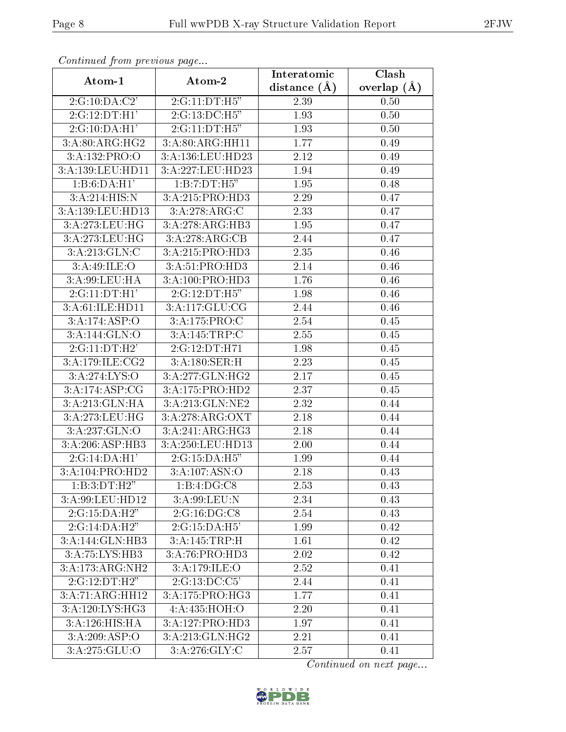*Continued from previous page...*

| Atom-1 | Atom-2 | Interatomic distance (Å) | Clash overlap (Å) |
| --- | --- | --- | --- |
| 2:G:10:DA:C2' | 2:G:11:DT:H5" | 2.39 | 0.50 |
| 2:G:12:DT:H1' | 2:G:13:DC:H5" | 1.93 | 0.50 |
| 2:G:10:DA:H1' | 2:G:11:DT:H5" | 1.93 | 0.50 |
| 3:A:80:ARG:HG2 | 3:A:80:ARG:HH11 | 1.77 | 0.49 |
| 3:A:132:PRO:O | 3:A:136:LEU:HD23 | 2.12 | 0.49 |
| 3:A:139:LEU:HD11 | 3:A:227:LEU:HD23 | 1.94 | 0.49 |
| 1:B:6:DA:H1' | 1:B:7:DT:H5" | 1.95 | 0.48 |
| 3:A:214:HIS:N | 3:A:215:PRO:HD3 | 2.29 | 0.47 |
| 3:A:139:LEU:HD13 | 3:A:278:ARG:C | 2.33 | 0.47 |
| 3:A:273:LEU:HG | 3:A:278:ARG:HB3 | 1.95 | 0.47 |
| 3:A:273:LEU:HG | 3:A:278:ARG:CB | 2.44 | 0.47 |
| 3:A:213:GLN:C | 3:A:215:PRO:HD3 | 2.35 | 0.46 |
| 3:A:49:ILE:O | 3:A:51:PRO:HD3 | 2.14 | 0.46 |
| 3:A:99:LEU:HA | 3:A:100:PRO:HD3 | 1.76 | 0.46 |
| 2:G:11:DT:H1' | 2:G:12:DT:H5" | 1.98 | 0.46 |
| 3:A:61:ILE:HD11 | 3:A:117:GLU:CG | 2.44 | 0.46 |
| 3:A:174:ASP:O | 3:A:175:PRO:C | 2.54 | 0.45 |
| 3:A:144:GLN:O | 3:A:145:TRP:C | 2.55 | 0.45 |
| 2:G:11:DT:H2' | 2:G:12:DT:H71 | 1.98 | 0.45 |
| 3:A:179:ILE:CG2 | 3:A:180:SER:H | 2.23 | 0.45 |
| 3:A:274:LYS:O | 3:A:277:GLN:HG2 | 2.17 | 0.45 |
| 3:A:174:ASP:CG | 3:A:175:PRO:HD2 | 2.37 | 0.45 |
| 3:A:213:GLN:HA | 3:A:213:GLN:NE2 | 2.32 | 0.44 |
| 3:A:273:LEU:HG | 3:A:278:ARG:OXT | 2.18 | 0.44 |
| 3:A:237:GLN:O | 3:A:241:ARG:HG3 | 2.18 | 0.44 |
| 3:A:206:ASP:HB3 | 3:A:250:LEU:HD13 | 2.00 | 0.44 |
| 2:G:14:DA:H1' | 2:G:15:DA:H5" | 1.99 | 0.44 |
| 3:A:104:PRO:HD2 | 3:A:107:ASN:O | 2.18 | 0.43 |
| 1:B:3:DT:H2" | 1:B:4:DG:C8 | 2.53 | 0.43 |
| 3:A:99:LEU:HD12 | 3:A:99:LEU:N | 2.34 | 0.43 |
| 2:G:15:DA:H2" | 2:G:16:DG:C8 | 2.54 | 0.43 |
| 2:G:14:DA:H2" | 2:G:15:DA:H5' | 1.99 | 0.42 |
| 3:A:144:GLN:HB3 | 3:A:145:TRP:H | 1.61 | 0.42 |
| 3:A:75:LYS:HB3 | 3:A:76:PRO:HD3 | 2.02 | 0.42 |
| 3:A:173:ARG:NH2 | 3:A:179:ILE:O | 2.52 | 0.41 |
| 2:G:12:DT:H2" | 2:G:13:DC:C5' | 2.44 | 0.41 |
| 3:A:71:ARG:HH12 | 3:A:175:PRO:HG3 | 1.77 | 0.41 |
| 3:A:120:LYS:HG3 | 4:A:435:HOH:O | 2.20 | 0.41 |
| 3:A:126:HIS:HA | 3:A:127:PRO:HD3 | 1.97 | 0.41 |
| 3:A:209:ASP:O | 3:A:213:GLN:HG2 | 2.21 | 0.41 |
| 3:A:275:GLU:O | 3:A:276:GLY:C | 2.57 | 0.41 |

*Continued on next page...*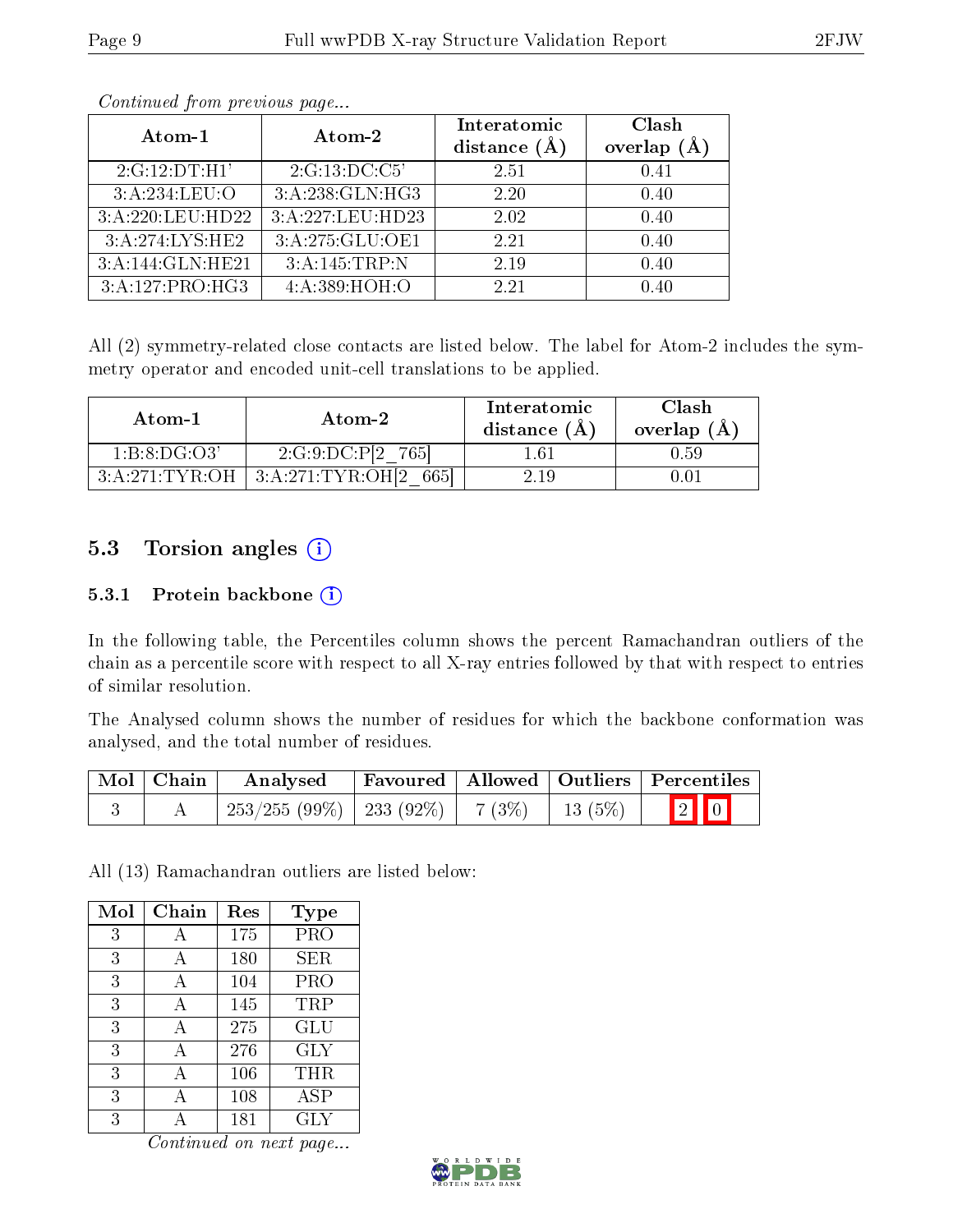*Continued from previous page...*

| Atom-1 | Atom-2 | Interatomic distance (Å) | Clash overlap (Å) |
|---|---|---|---|
| 2:G:12:DT:H1' | 2:G:13:DC:C5' | 2.51 | 0.41 |
| 3:A:234:LEU:O | 3:A:238:GLN:HG3 | 2.20 | 0.40 |
| 3:A:220:LEU:HD22 | 3:A:227:LEU:HD23 | 2.02 | 0.40 |
| 3:A:274:LYS:HE2 | 3:A:275:GLU:OE1 | 2.21 | 0.40 |
| 3:A:144:GLN:HE21 | 3:A:145:TRP:N | 2.19 | 0.40 |
| 3:A:127:PRO:HG3 | 4:A:389:HOH:O | 2.21 | 0.40 |

All (2) symmetry-related close contacts are listed below. The label for Atom-2 includes the symmetry operator and encoded unit-cell translations to be applied.

| Atom-1 | Atom-2 | Interatomic distance (Å) | Clash overlap (Å) |
|---|---|---|---|
| 1:B:8:DG:O3' | 2:G:9:DC:P[2_765] | 1.61 | 0.59 |
| 3:A:271:TYR:OH | 3:A:271:TYR:OH[2_665] | 2.19 | 0.01 |

## 5.3 Torsion angles

### 5.3.1 Protein backbone

In the following table, the Percentiles column shows the percent Ramachandran outliers of the chain as a percentile score with respect to all X-ray entries followed by that with respect to entries of similar resolution.

The Analysed column shows the number of residues for which the backbone conformation was analysed, and the total number of residues.

| Mol | Chain | Analysed | Favoured | Allowed | Outliers | Percentiles | |
|---|---|---|---|---|---|---|---|
| 3 | A | 253/255 (99%) | 233 (92%) | 7 (3%) | 13 (5%) | 2 | 0 |

All (13) Ramachandran outliers are listed below:

| Mol | Chain | Res | Type |
|---|---|---|---|
| 3 | A | 175 | PRO |
| 3 | A | 180 | SER |
| 3 | A | 104 | PRO |
| 3 | A | 145 | TRP |
| 3 | A | 275 | GLU |
| 3 | A | 276 | GLY |
| 3 | A | 106 | THR |
| 3 | A | 108 | ASP |
| 3 | A | 181 | GLY |

*Continued on next page...*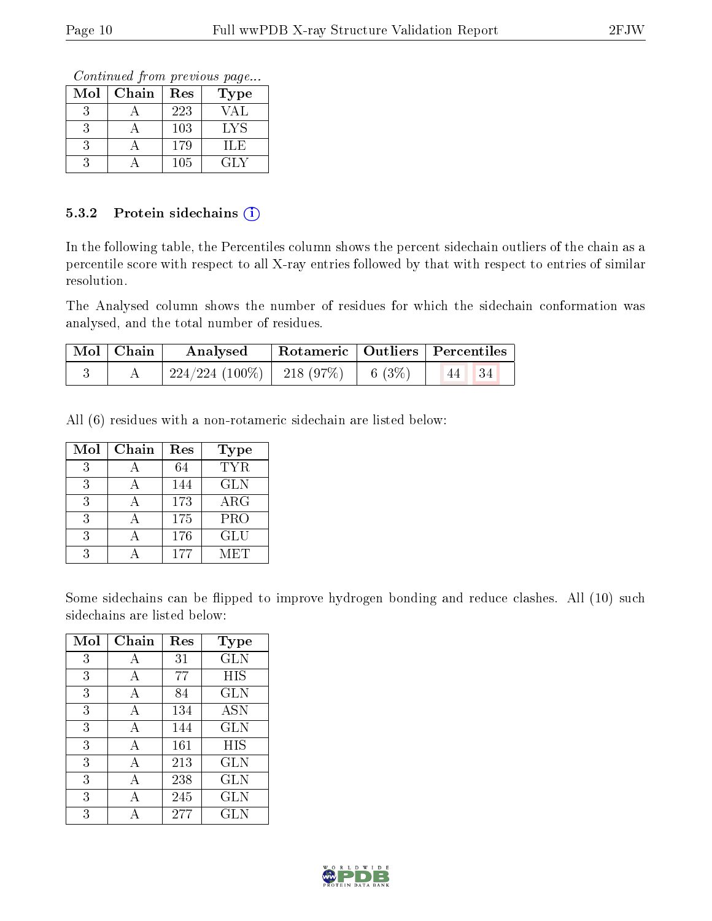*Continued from previous page...*

| Mol | Chain | Res | Type |
|---|---|---|---|
| 3 | A | 223 | VAL |
| 3 | A | 103 | LYS |
| 3 | A | 179 | ILE |
| 3 | A | 105 | GLY |

### 5.3.2 Protein sidechains

In the following table, the Percentiles column shows the percent sidechain outliers of the chain as a percentile score with respect to all X-ray entries followed by that with respect to entries of similar resolution.

The Analysed column shows the number of residues for which the sidechain conformation was analysed, and the total number of residues.

| Mol | Chain | Analysed | Rotameric | Outliers | Percentiles | |
|---|---|---|---|---|---|---|
| 3 | A | 224/224 (100%) | 218 (97%) | 6 (3%) | 44 | 34 |

All (6) residues with a non-rotameric sidechain are listed below:

| Mol | Chain | Res | Type |
|---|---|---|---|
| 3 | A | 64 | TYR |
| 3 | A | 144 | GLN |
| 3 | A | 173 | ARG |
| 3 | A | 175 | PRO |
| 3 | A | 176 | GLU |
| 3 | A | 177 | MET |

Some sidechains can be flipped to improve hydrogen bonding and reduce clashes. All (10) such sidechains are listed below:

| Mol | Chain | Res | Type |
|---|---|---|---|
| 3 | A | 31 | GLN |
| 3 | A | 77 | HIS |
| 3 | A | 84 | GLN |
| 3 | A | 134 | ASN |
| 3 | A | 144 | GLN |
| 3 | A | 161 | HIS |
| 3 | A | 213 | GLN |
| 3 | A | 238 | GLN |
| 3 | A | 245 | GLN |
| 3 | A | 277 | GLN |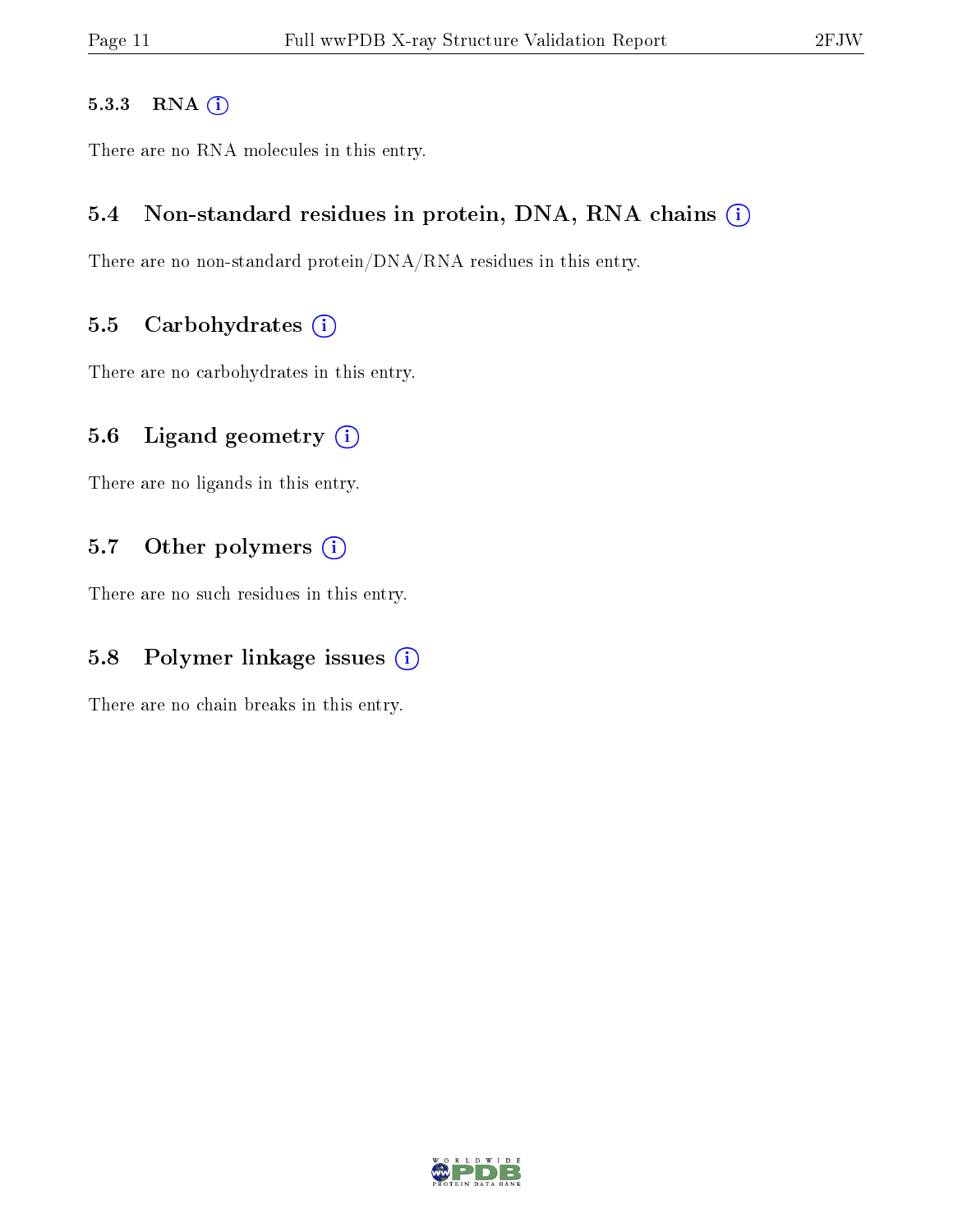#### 5.3.3 RNA

There are no RNA molecules in this entry.

### 5.4 Non-standard residues in protein, DNA, RNA chains

There are no non-standard protein/DNA/RNA residues in this entry.

### 5.5 Carbohydrates

There are no carbohydrates in this entry.

### 5.6 Ligand geometry

There are no ligands in this entry.

### 5.7 Other polymers

There are no such residues in this entry.

### 5.8 Polymer linkage issues

There are no chain breaks in this entry.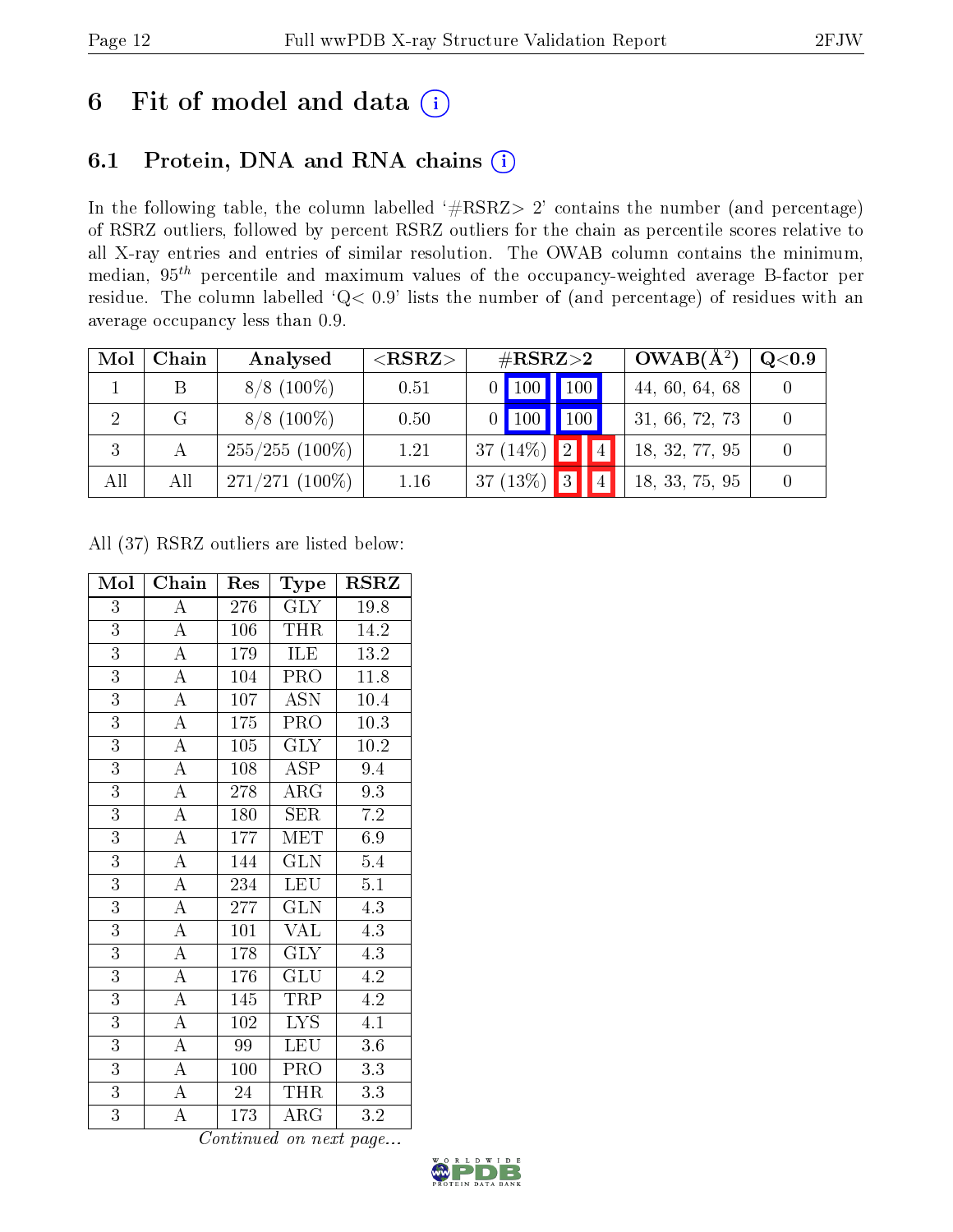# 6 Fit of model and data (i)

## 6.1 Protein, DNA and RNA chains (i)

In the following table, the column labelled '#RSRZ> 2' contains the number (and percentage) of RSRZ outliers, followed by percent RSRZ outliers for the chain as percentile scores relative to all X-ray entries and entries of similar resolution. The OWAB column contains the minimum, median, $95^{th}$ percentile and maximum values of the occupancy-weighted average B-factor per residue. The column labelled 'Q< 0.9' lists the number of (and percentage) of residues with an average occupancy less than 0.9.

| Mol | Chain | Analysed | <RSRZ> | #RSRZ>2 | | | OWAB(Å$^2$) | Q<0.9 |
|---|---|---|---|---|---|---|---|---|
| 1 | B | 8/8 (100%) | 0.51 | 0 | 100 | 100 | 44, 60, 64, 68 | 0 |
| 2 | G | 8/8 (100%) | 0.50 | 0 | 100 | 100 | 31, 66, 72, 73 | 0 |
| 3 | A | 255/255 (100%) | 1.21 | 37 (14%) | 2 | 4 | 18, 32, 77, 95 | 0 |
| All | All | 271/271 (100%) | 1.16 | 37 (13%) | 3 | 4 | 18, 33, 75, 95 | 0 |

All (37) RSRZ outliers are listed below:

| Mol | Chain | Res | Type | RSRZ |
|---|---|---|---|---|
| 3 | A | 276 | GLY | 19.8 |
| 3 | A | 106 | THR | 14.2 |
| 3 | A | 179 | ILE | 13.2 |
| 3 | A | 104 | PRO | 11.8 |
| 3 | A | 107 | ASN | 10.4 |
| 3 | A | 175 | PRO | 10.3 |
| 3 | A | 105 | GLY | 10.2 |
| 3 | A | 108 | ASP | 9.4 |
| 3 | A | 278 | ARG | 9.3 |
| 3 | A | 180 | SER | 7.2 |
| 3 | A | 177 | MET | 6.9 |
| 3 | A | 144 | GLN | 5.4 |
| 3 | A | 234 | LEU | 5.1 |
| 3 | A | 277 | GLN | 4.3 |
| 3 | A | 101 | VAL | 4.3 |
| 3 | A | 178 | GLY | 4.3 |
| 3 | A | 176 | GLU | 4.2 |
| 3 | A | 145 | TRP | 4.2 |
| 3 | A | 102 | LYS | 4.1 |
| 3 | A | 99 | LEU | 3.6 |
| 3 | A | 100 | PRO | 3.3 |
| 3 | A | 24 | THR | 3.3 |
| 3 | A | 173 | ARG | 3.2 |

*Continued on next page...*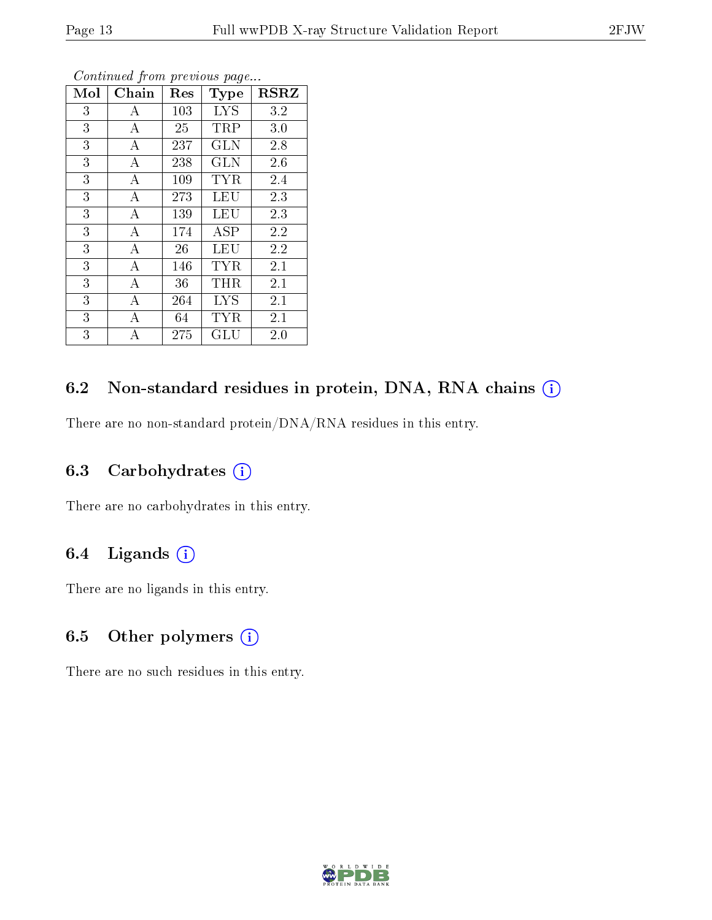*Continued from previous page...*

| Mol | Chain | Res | Type | RSRZ |
|---|---|---|---|---|
| 3 | A | 103 | LYS | 3.2 |
| 3 | A | 25 | TRP | 3.0 |
| 3 | A | 237 | GLN | 2.8 |
| 3 | A | 238 | GLN | 2.6 |
| 3 | A | 109 | TYR | 2.4 |
| 3 | A | 273 | LEU | 2.3 |
| 3 | A | 139 | LEU | 2.3 |
| 3 | A | 174 | ASP | 2.2 |
| 3 | A | 26 | LEU | 2.2 |
| 3 | A | 146 | TYR | 2.1 |
| 3 | A | 36 | THR | 2.1 |
| 3 | A | 264 | LYS | 2.1 |
| 3 | A | 64 | TYR | 2.1 |
| 3 | A | 275 | GLU | 2.0 |

### 6.2 Non-standard residues in protein, DNA, RNA chains (i)

There are no non-standard protein/DNA/RNA residues in this entry.

### 6.3 Carbohydrates (i)

There are no carbohydrates in this entry.

### 6.4 Ligands (i)

There are no ligands in this entry.

### 6.5 Other polymers (i)

There are no such residues in this entry.